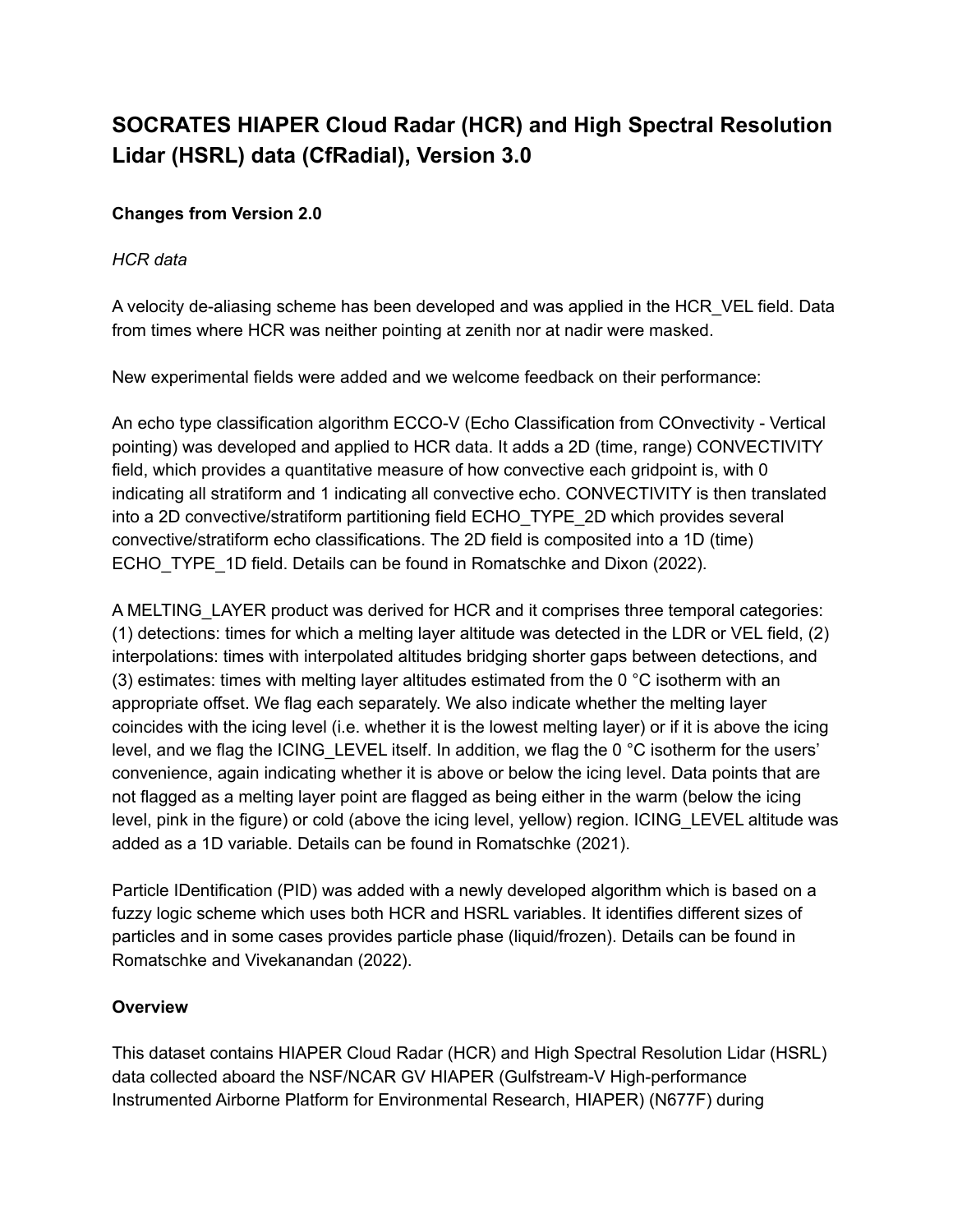# SOCRATES HIAPER Cloud Radar (HCR) and High Spectral Resolution Lidar (HSRL) data (CfRadial), Version 3.0

**Changes from Version 2.0**

*HCR data*

A velocity de-aliasing scheme has been developed and was applied in the HCR_VEL field. Data from times where HCR was neither pointing at zenith nor at nadir were masked.

New experimental fields were added and we welcome feedback on their performance:

An echo type classification algorithm ECCO-V (Echo Classification from COnvectivity - Vertical pointing) was developed and applied to HCR data. It adds a 2D (time, range) CONVECTIVITY field, which provides a quantitative measure of how convective each gridpoint is, with 0 indicating all stratiform and 1 indicating all convective echo. CONVECTIVITY is then translated into a 2D convective/stratiform partitioning field ECHO_TYPE_2D which provides several convective/stratiform echo classifications. The 2D field is composited into a 1D (time) ECHO_TYPE_1D field. Details can be found in Romatschke and Dixon (2022).

A MELTING_LAYER product was derived for HCR and it comprises three temporal categories: (1) detections: times for which a melting layer altitude was detected in the LDR or VEL field, (2) interpolations: times with interpolated altitudes bridging shorter gaps between detections, and (3) estimates: times with melting layer altitudes estimated from the 0 °C isotherm with an appropriate offset. We flag each separately. We also indicate whether the melting layer coincides with the icing level (i.e. whether it is the lowest melting layer) or if it is above the icing level, and we flag the ICING_LEVEL itself. In addition, we flag the 0 °C isotherm for the users' convenience, again indicating whether it is above or below the icing level. Data points that are not flagged as a melting layer point are flagged as being either in the warm (below the icing level, pink in the figure) or cold (above the icing level, yellow) region. ICING_LEVEL altitude was added as a 1D variable. Details can be found in Romatschke (2021).

Particle IDentification (PID) was added with a newly developed algorithm which is based on a fuzzy logic scheme which uses both HCR and HSRL variables. It identifies different sizes of particles and in some cases provides particle phase (liquid/frozen). Details can be found in Romatschke and Vivekanandan (2022).

**Overview**

This dataset contains HIAPER Cloud Radar (HCR) and High Spectral Resolution Lidar (HSRL) data collected aboard the NSF/NCAR GV HIAPER (Gulfstream-V High-performance Instrumented Airborne Platform for Environmental Research, HIAPER) (N677F) during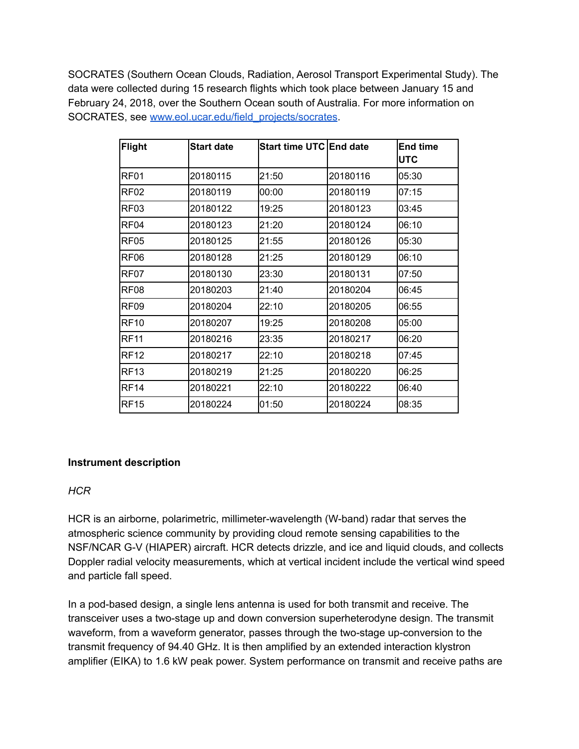SOCRATES (Southern Ocean Clouds, Radiation, Aerosol Transport Experimental Study). The data were collected during 15 research flights which took place between January 15 and February 24, 2018, over the Southern Ocean south of Australia. For more information on SOCRATES, see [www.eol.ucar.edu/field_projects/socrates](www.eol.ucar.edu/field_projects/socrates).

| Flight | Start date | Start time UTC | End date | End time UTC |
|---|---|---|---|---|
| RF01 | 20180115 | 21:50 | 20180116 | 05:30 |
| RF02 | 20180119 | 00:00 | 20180119 | 07:15 |
| RF03 | 20180122 | 19:25 | 20180123 | 03:45 |
| RF04 | 20180123 | 21:20 | 20180124 | 06:10 |
| RF05 | 20180125 | 21:55 | 20180126 | 05:30 |
| RF06 | 20180128 | 21:25 | 20180129 | 06:10 |
| RF07 | 20180130 | 23:30 | 20180131 | 07:50 |
| RF08 | 20180203 | 21:40 | 20180204 | 06:45 |
| RF09 | 20180204 | 22:10 | 20180205 | 06:55 |
| RF10 | 20180207 | 19:25 | 20180208 | 05:00 |
| RF11 | 20180216 | 23:35 | 20180217 | 06:20 |
| RF12 | 20180217 | 22:10 | 20180218 | 07:45 |
| RF13 | 20180219 | 21:25 | 20180220 | 06:25 |
| RF14 | 20180221 | 22:10 | 20180222 | 06:40 |
| RF15 | 20180224 | 01:50 | 20180224 | 08:35 |

**Instrument description**

*HCR*

HCR is an airborne, polarimetric, millimeter-wavelength (W-band) radar that serves the atmospheric science community by providing cloud remote sensing capabilities to the NSF/NCAR G-V (HIAPER) aircraft. HCR detects drizzle, and ice and liquid clouds, and collects Doppler radial velocity measurements, which at vertical incident include the vertical wind speed and particle fall speed.

In a pod-based design, a single lens antenna is used for both transmit and receive. The transceiver uses a two-stage up and down conversion superheterodyne design. The transmit waveform, from a waveform generator, passes through the two-stage up-conversion to the transmit frequency of 94.40 GHz. It is then amplified by an extended interaction klystron amplifier (EIKA) to 1.6 kW peak power. System performance on transmit and receive paths are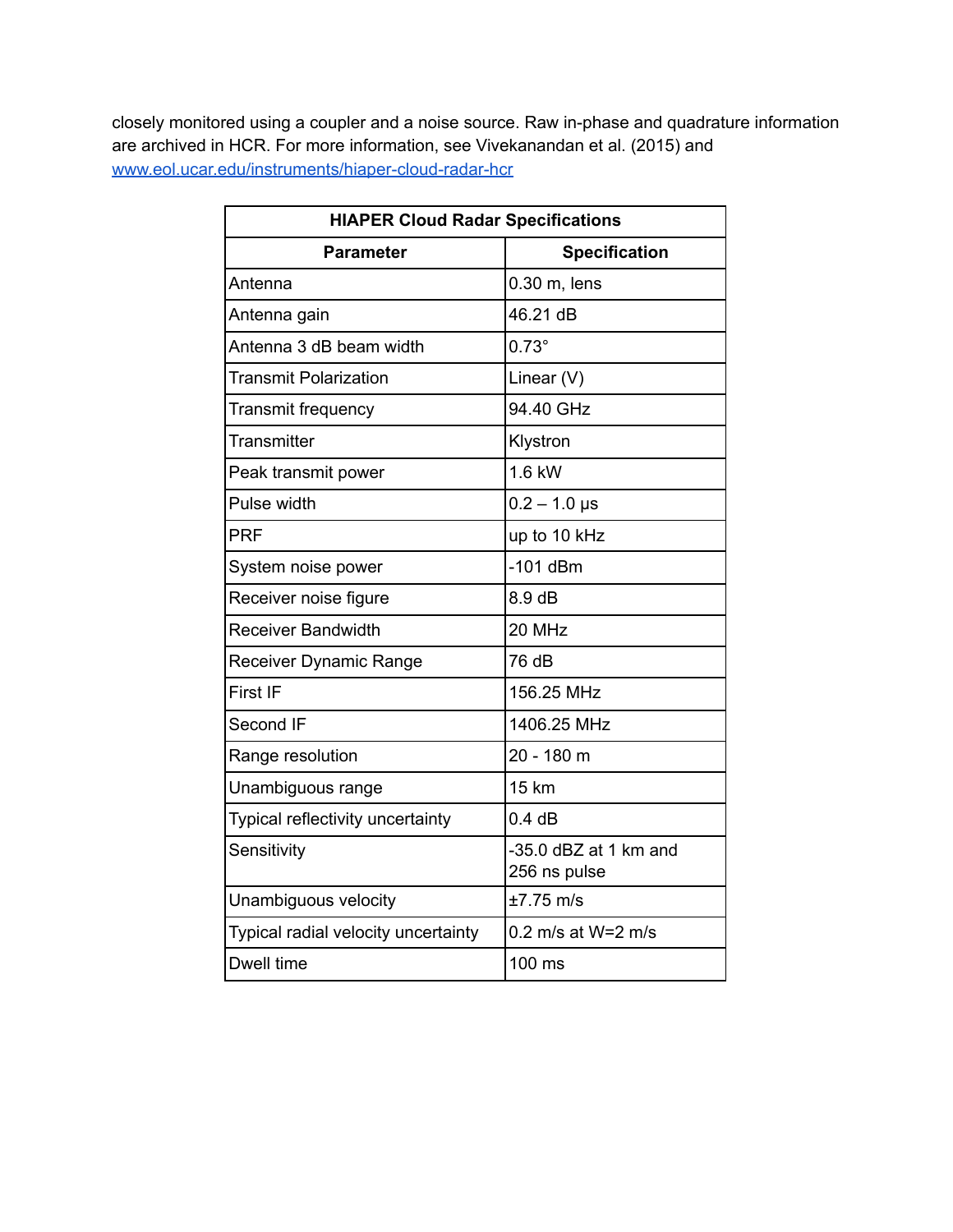closely monitored using a coupler and a noise source. Raw in-phase and quadrature information are archived in HCR. For more information, see Vivekanandan et al. (2015) and [www.eol.ucar.edu/instruments/hiaper-cloud-radar-hcr](www.eol.ucar.edu/instruments/hiaper-cloud-radar-hcr)

| **HIAPER Cloud Radar Specifications** | |
|---|---|
| **Parameter** | **Specification** |
| Antenna | 0.30 m, lens |
| Antenna gain | 46.21 dB |
| Antenna 3 dB beam width | 0.73° |
| Transmit Polarization | Linear (V) |
| Transmit frequency | 94.40 GHz |
| Transmitter | Klystron |
| Peak transmit power | 1.6 kW |
| Pulse width | 0.2 – 1.0 μs |
| PRF | up to 10 kHz |
| System noise power | -101 dBm |
| Receiver noise figure | 8.9 dB |
| Receiver Bandwidth | 20 MHz |
| Receiver Dynamic Range | 76 dB |
| First IF | 156.25 MHz |
| Second IF | 1406.25 MHz |
| Range resolution | 20 - 180 m |
| Unambiguous range | 15 km |
| Typical reflectivity uncertainty | 0.4 dB |
| Sensitivity | -35.0 dBZ at 1 km and 256 ns pulse |
| Unambiguous velocity | ±7.75 m/s |
| Typical radial velocity uncertainty | 0.2 m/s at W=2 m/s |
| Dwell time | 100 ms |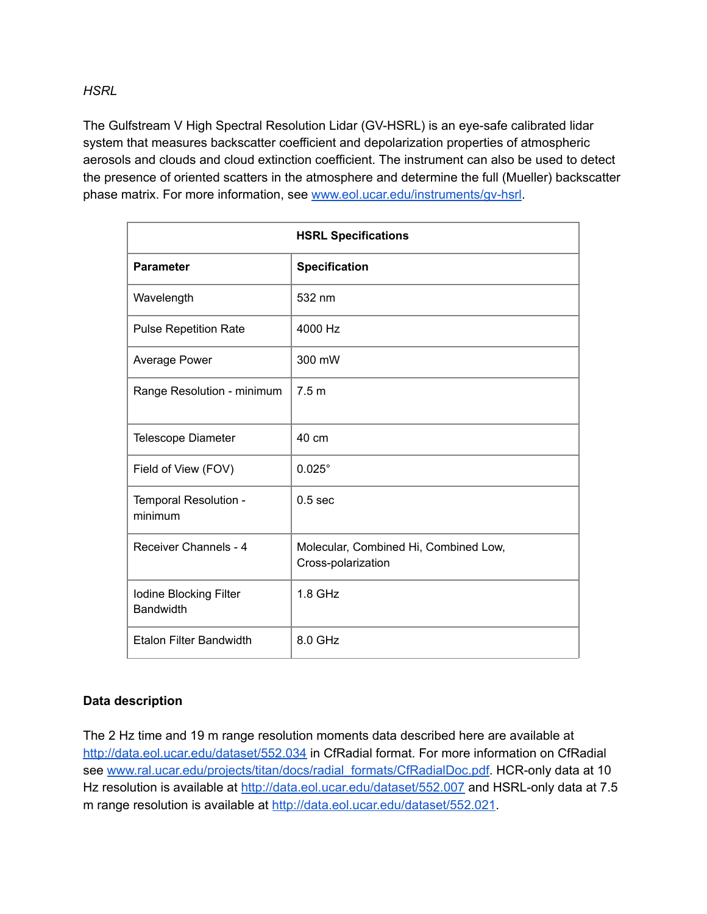*HSRL*

The Gulfstream V High Spectral Resolution Lidar (GV-HSRL) is an eye-safe calibrated lidar system that measures backscatter coefficient and depolarization properties of atmospheric aerosols and clouds and cloud extinction coefficient. The instrument can also be used to detect the presence of oriented scatters in the atmosphere and determine the full (Mueller) backscatter phase matrix. For more information, see [www.eol.ucar.edu/instruments/gv-hsrl](www.eol.ucar.edu/instruments/gv-hsrl).

| **HSRL Specifications** | |
|---|---|
| **Parameter** | **Specification** |
| Wavelength | 532 nm |
| Pulse Repetition Rate | 4000 Hz |
| Average Power | 300 mW |
| Range Resolution - minimum | 7.5 m |
| Telescope Diameter | 40 cm |
| Field of View (FOV) | 0.025° |
| Temporal Resolution - minimum | 0.5 sec |
| Receiver Channels - 4 | Molecular, Combined Hi, Combined Low, Cross-polarization |
| Iodine Blocking Filter Bandwidth | 1.8 GHz |
| Etalon Filter Bandwidth | 8.0 GHz |

**Data description**

The 2 Hz time and 19 m range resolution moments data described here are available at [http://data.eol.ucar.edu/dataset/552.034](http://data.eol.ucar.edu/dataset/552.034) in CfRadial format. For more information on CfRadial see [www.ral.ucar.edu/projects/titan/docs/radial_formats/CfRadialDoc.pdf](www.ral.ucar.edu/projects/titan/docs/radial_formats/CfRadialDoc.pdf). HCR-only data at 10 Hz resolution is available at [http://data.eol.ucar.edu/dataset/552.007](http://data.eol.ucar.edu/dataset/552.007) and HSRL-only data at 7.5 m range resolution is available at [http://data.eol.ucar.edu/dataset/552.021](http://data.eol.ucar.edu/dataset/552.021).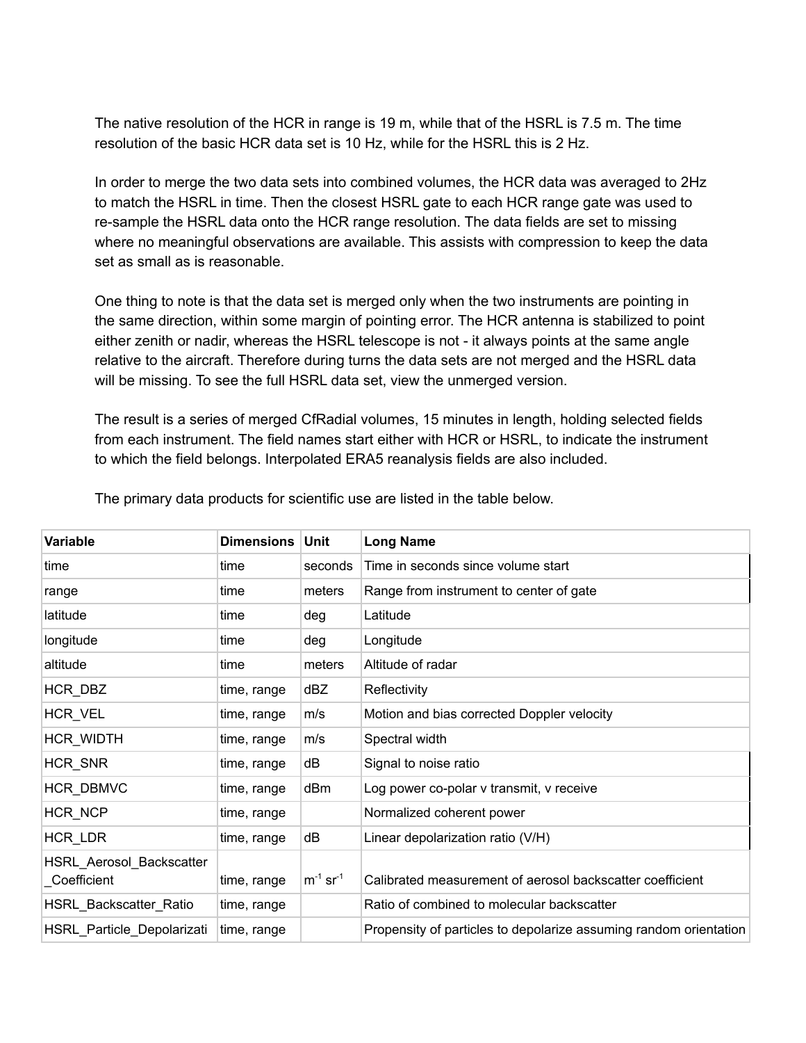The native resolution of the HCR in range is 19 m, while that of the HSRL is 7.5 m. The time resolution of the basic HCR data set is 10 Hz, while for the HSRL this is 2 Hz.

In order to merge the two data sets into combined volumes, the HCR data was averaged to 2Hz to match the HSRL in time. Then the closest HSRL gate to each HCR range gate was used to re-sample the HSRL data onto the HCR range resolution. The data fields are set to missing where no meaningful observations are available. This assists with compression to keep the data set as small as is reasonable.

One thing to note is that the data set is merged only when the two instruments are pointing in the same direction, within some margin of pointing error. The HCR antenna is stabilized to point either zenith or nadir, whereas the HSRL telescope is not - it always points at the same angle relative to the aircraft. Therefore during turns the data sets are not merged and the HSRL data will be missing. To see the full HSRL data set, view the unmerged version.

The result is a series of merged CfRadial volumes, 15 minutes in length, holding selected fields from each instrument. The field names start either with HCR or HSRL, to indicate the instrument to which the field belongs. Interpolated ERA5 reanalysis fields are also included.

The primary data products for scientific use are listed in the table below.

| Variable | Dimensions | Unit | Long Name |
| --- | --- | --- | --- |
| time | time | seconds | Time in seconds since volume start |
| range | time | meters | Range from instrument to center of gate |
| latitude | time | deg | Latitude |
| longitude | time | deg | Longitude |
| altitude | time | meters | Altitude of radar |
| HCR_DBZ | time, range | dBZ | Reflectivity |
| HCR_VEL | time, range | m/s | Motion and bias corrected Doppler velocity |
| HCR_WIDTH | time, range | m/s | Spectral width |
| HCR_SNR | time, range | dB | Signal to noise ratio |
| HCR_DBMVC | time, range | dBm | Log power co-polar v transmit, v receive |
| HCR_NCP | time, range | | Normalized coherent power |
| HCR_LDR | time, range | dB | Linear depolarization ratio (V/H) |
| HSRL_Aerosol_Backscatter_Coefficient | time, range | $m^{-1}$ $sr^{-1}$ | Calibrated measurement of aerosol backscatter coefficient |
| HSRL_Backscatter_Ratio | time, range | | Ratio of combined to molecular backscatter |
| HSRL_Particle_Depolarizati | time, range | | Propensity of particles to depolarize assuming random orientation |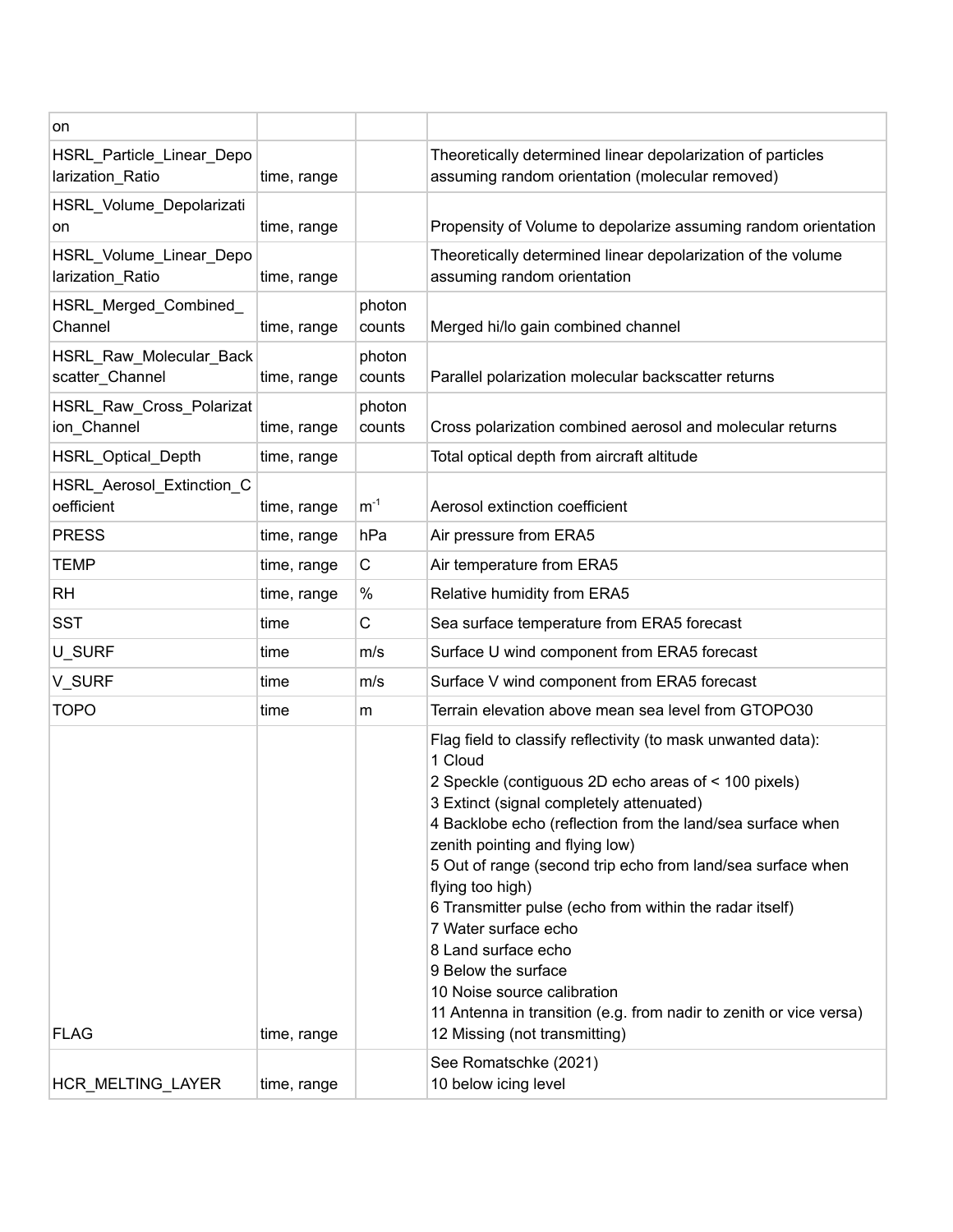| | | | |
|---|---|---|---|
| on | | | |
| HSRL_Particle_Linear_Depolarization_Ratio | time, range | | Theoretically determined linear depolarization of particles assuming random orientation (molecular removed) |
| HSRL_Volume_Depolarization | time, range | | Propensity of Volume to depolarize assuming random orientation |
| HSRL_Volume_Linear_Depolarization_Ratio | time, range | | Theoretically determined linear depolarization of the volume assuming random orientation |
| HSRL_Merged_Combined_Channel | time, range | photon counts | Merged hi/lo gain combined channel |
| HSRL_Raw_Molecular_Backscatter_Channel | time, range | photon counts | Parallel polarization molecular backscatter returns |
| HSRL_Raw_Cross_Polarization_Channel | time, range | photon counts | Cross polarization combined aerosol and molecular returns |
| HSRL_Optical_Depth | time, range | | Total optical depth from aircraft altitude |
| HSRL_Aerosol_Extinction_Coefficient | time, range | $m^{-1}$ | Aerosol extinction coefficient |
| PRESS | time, range | hPa | Air pressure from ERA5 |
| TEMP | time, range | C | Air temperature from ERA5 |
| RH | time, range | % | Relative humidity from ERA5 |
| SST | time | C | Sea surface temperature from ERA5 forecast |
| U_SURF | time | m/s | Surface U wind component from ERA5 forecast |
| V_SURF | time | m/s | Surface V wind component from ERA5 forecast |
| TOPO | time | m | Terrain elevation above mean sea level from GTOPO30 |
| FLAG | time, range | | Flag field to classify reflectivity (to mask unwanted data):<br>1 Cloud<br>2 Speckle (contiguous 2D echo areas of < 100 pixels)<br>3 Extinct (signal completely attenuated)<br>4 Backlobe echo (reflection from the land/sea surface when zenith pointing and flying low)<br>5 Out of range (second trip echo from land/sea surface when flying too high)<br>6 Transmitter pulse (echo from within the radar itself)<br>7 Water surface echo<br>8 Land surface echo<br>9 Below the surface<br>10 Noise source calibration<br>11 Antenna in transition (e.g. from nadir to zenith or vice versa)<br>12 Missing (not transmitting) |
| HCR_MELTING_LAYER | time, range | | See Romatschke (2021)<br>10 below icing level |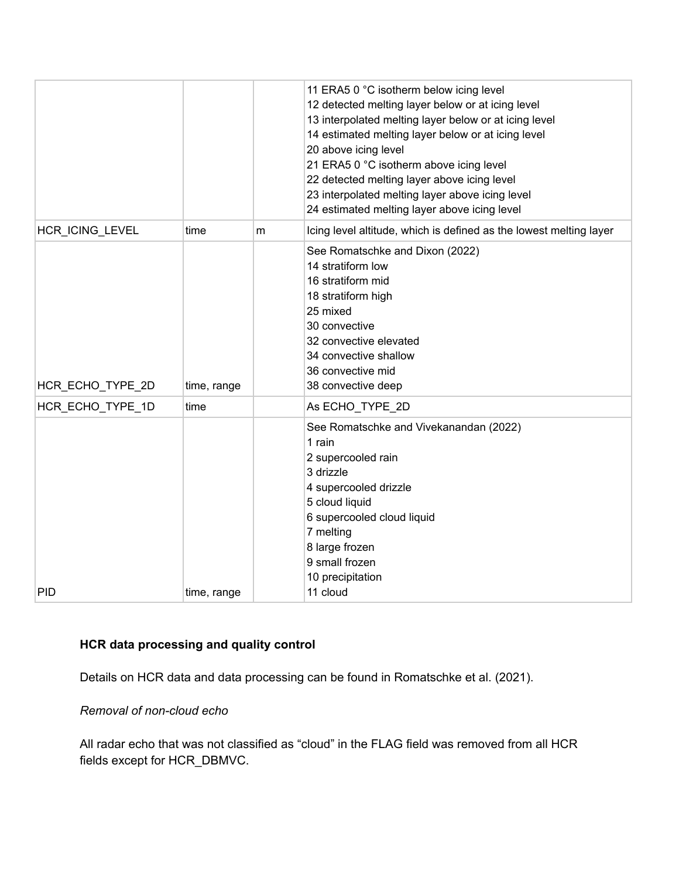| | | | |
|---|---|---|---|
| | | | 11 ERA5 0 °C isotherm below icing level<br>12 detected melting layer below or at icing level<br>13 interpolated melting layer below or at icing level<br>14 estimated melting layer below or at icing level<br>20 above icing level<br>21 ERA5 0 °C isotherm above icing level<br>22 detected melting layer above icing level<br>23 interpolated melting layer above icing level<br>24 estimated melting layer above icing level |
| HCR_ICING_LEVEL | time | m | Icing level altitude, which is defined as the lowest melting layer |
| HCR_ECHO_TYPE_2D | time, range | | See Romatschke and Dixon (2022)<br>14 stratiform low<br>16 stratiform mid<br>18 stratiform high<br>25 mixed<br>30 convective<br>32 convective elevated<br>34 convective shallow<br>36 convective mid<br>38 convective deep |
| HCR_ECHO_TYPE_1D | time | | As ECHO_TYPE_2D |
| PID | time, range | | See Romatschke and Vivekanandan (2022)<br>1 rain<br>2 supercooled rain<br>3 drizzle<br>4 supercooled drizzle<br>5 cloud liquid<br>6 supercooled cloud liquid<br>7 melting<br>8 large frozen<br>9 small frozen<br>10 precipitation<br>11 cloud |

**HCR data processing and quality control**

Details on HCR data and data processing can be found in Romatschke et al. (2021).

*Removal of non-cloud echo*

All radar echo that was not classified as "cloud" in the FLAG field was removed from all HCR fields except for HCR_DBMVC.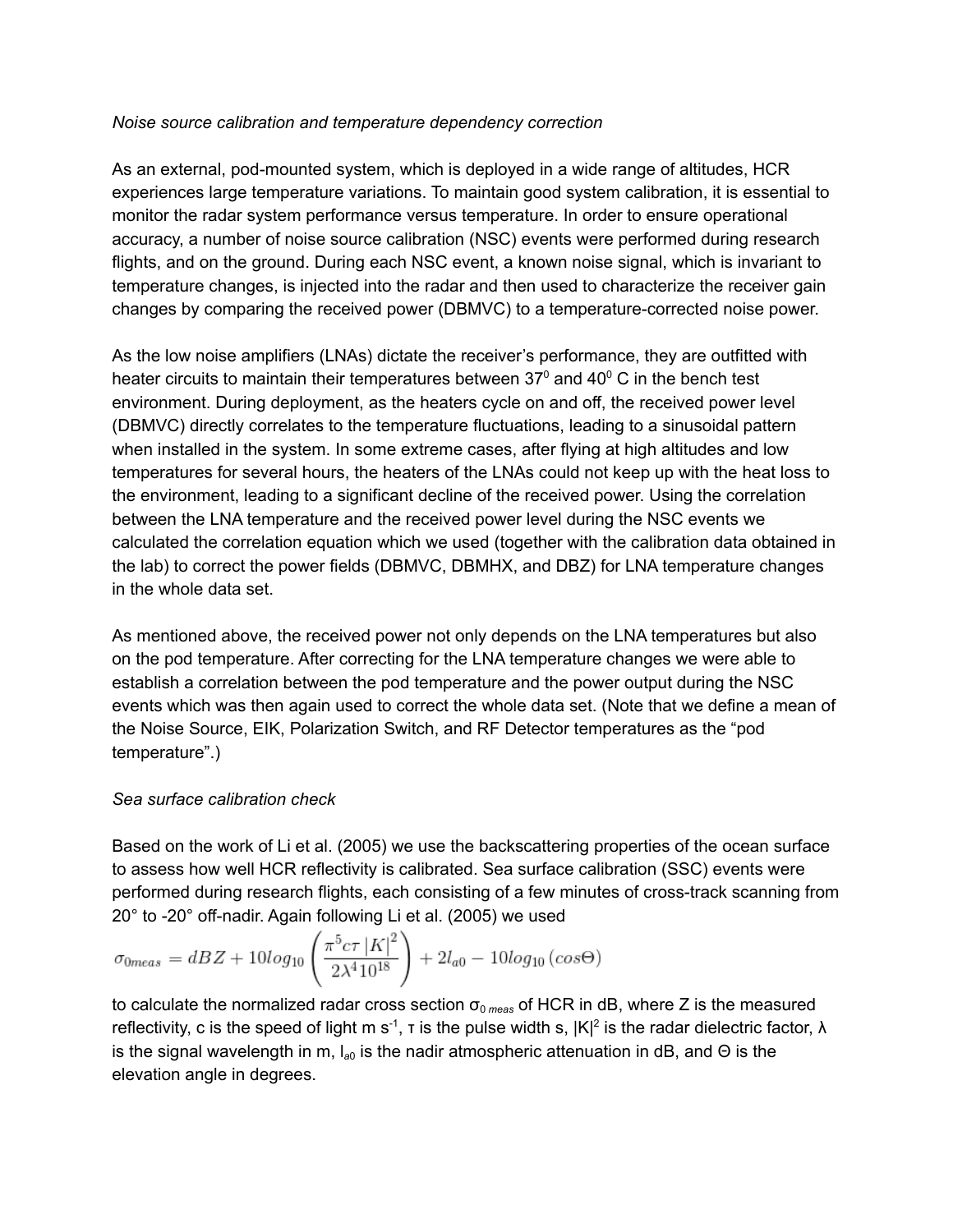*Noise source calibration and temperature dependency correction*

As an external, pod-mounted system, which is deployed in a wide range of altitudes, HCR experiences large temperature variations. To maintain good system calibration, it is essential to monitor the radar system performance versus temperature. In order to ensure operational accuracy, a number of noise source calibration (NSC) events were performed during research flights, and on the ground. During each NSC event, a known noise signal, which is invariant to temperature changes, is injected into the radar and then used to characterize the receiver gain changes by comparing the received power (DBMVC) to a temperature-corrected noise power.

As the low noise amplifiers (LNAs) dictate the receiver's performance, they are outfitted with heater circuits to maintain their temperatures between $37^0$ and $40^0$ C in the bench test environment. During deployment, as the heaters cycle on and off, the received power level (DBMVC) directly correlates to the temperature fluctuations, leading to a sinusoidal pattern when installed in the system. In some extreme cases, after flying at high altitudes and low temperatures for several hours, the heaters of the LNAs could not keep up with the heat loss to the environment, leading to a significant decline of the received power. Using the correlation between the LNA temperature and the received power level during the NSC events we calculated the correlation equation which we used (together with the calibration data obtained in the lab) to correct the power fields (DBMVC, DBMHX, and DBZ) for LNA temperature changes in the whole data set.

As mentioned above, the received power not only depends on the LNA temperatures but also on the pod temperature. After correcting for the LNA temperature changes we were able to establish a correlation between the pod temperature and the power output during the NSC events which was then again used to correct the whole data set. (Note that we define a mean of the Noise Source, EIK, Polarization Switch, and RF Detector temperatures as the "pod temperature".)

*Sea surface calibration check*

Based on the work of Li et al. (2005) we use the backscattering properties of the ocean surface to assess how well HCR reflectivity is calibrated. Sea surface calibration (SSC) events were performed during research flights, each consisting of a few minutes of cross-track scanning from 20° to -20° off-nadir. Again following Li et al. (2005) we used

$$\sigma_{0meas} = dBZ + 10log_{10}\left(\frac{\pi^5 c\tau\left|K\right|^2}{2\lambda^4 10^{18}}\right) + 2l_{a0} - 10log_{10}\left(cos\Theta\right)$$

to calculate the normalized radar cross section $\sigma_{0\,meas}$ of HCR in dB, where Z is the measured reflectivity, c is the speed of light m $s^{-1}$, τ is the pulse width s, $|K|^2$ is the radar dielectric factor, λ is the signal wavelength in m, $l_{a0}$ is the nadir atmospheric attenuation in dB, and Θ is the elevation angle in degrees.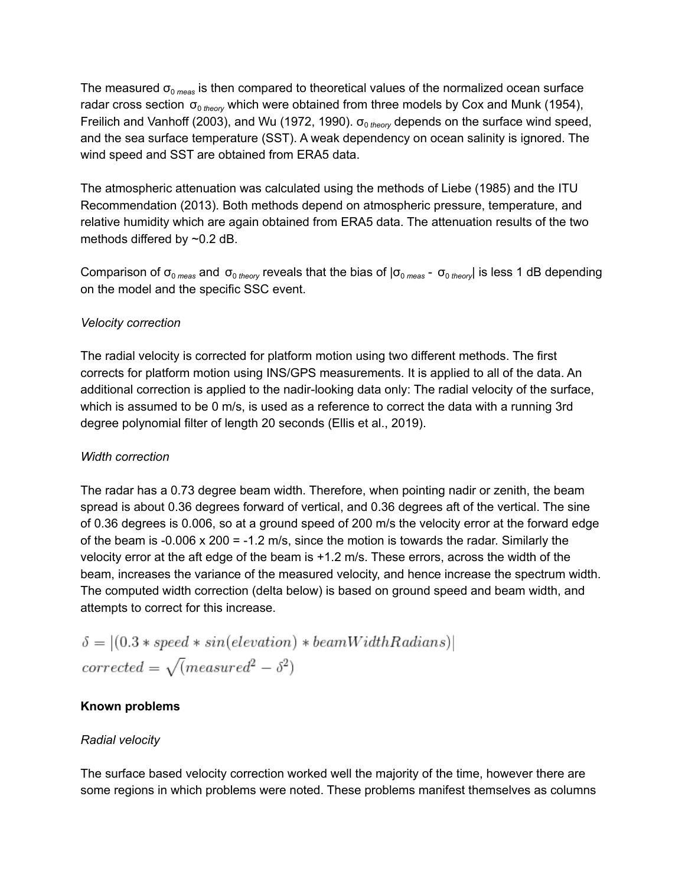The measured $\sigma_{0\,meas}$ is then compared to theoretical values of the normalized ocean surface radar cross section $\sigma_{0\,theory}$ which were obtained from three models by Cox and Munk (1954), Freilich and Vanhoff (2003), and Wu (1972, 1990). $\sigma_{0\,theory}$ depends on the surface wind speed, and the sea surface temperature (SST). A weak dependency on ocean salinity is ignored. The wind speed and SST are obtained from ERA5 data.

The atmospheric attenuation was calculated using the methods of Liebe (1985) and the ITU Recommendation (2013). Both methods depend on atmospheric pressure, temperature, and relative humidity which are again obtained from ERA5 data. The attenuation results of the two methods differed by ~0.2 dB.

Comparison of $\sigma_{0\,meas}$ and $\sigma_{0\,theory}$ reveals that the bias of $|\sigma_{0\,meas} - \sigma_{0\,theory}|$ is less 1 dB depending on the model and the specific SSC event.

*Velocity correction*

The radial velocity is corrected for platform motion using two different methods. The first corrects for platform motion using INS/GPS measurements. It is applied to all of the data. An additional correction is applied to the nadir-looking data only: The radial velocity of the surface, which is assumed to be 0 m/s, is used as a reference to correct the data with a running 3rd degree polynomial filter of length 20 seconds (Ellis et al., 2019).

*Width correction*

The radar has a 0.73 degree beam width. Therefore, when pointing nadir or zenith, the beam spread is about 0.36 degrees forward of vertical, and 0.36 degrees aft of the vertical. The sine of 0.36 degrees is 0.006, so at a ground speed of 200 m/s the velocity error at the forward edge of the beam is -0.006 x 200 = -1.2 m/s, since the motion is towards the radar. Similarly the velocity error at the aft edge of the beam is +1.2 m/s. These errors, across the width of the beam, increases the variance of the measured velocity, and hence increase the spectrum width. The computed width correction (delta below) is based on ground speed and beam width, and attempts to correct for this increase.

$$\delta = |(0.3 * speed * sin(elevation) * beamWidthRadians)|$$
$$corrected = \sqrt{(measured^2 - \delta^2)}$$

**Known problems**

*Radial velocity*

The surface based velocity correction worked well the majority of the time, however there are some regions in which problems were noted. These problems manifest themselves as columns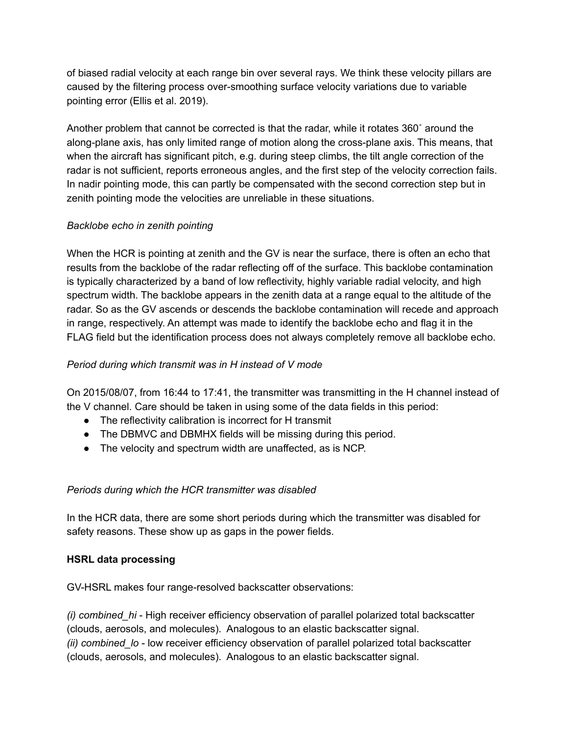of biased radial velocity at each range bin over several rays. We think these velocity pillars are caused by the filtering process over-smoothing surface velocity variations due to variable pointing error (Ellis et al. 2019).

Another problem that cannot be corrected is that the radar, while it rotates 360˚ around the along-plane axis, has only limited range of motion along the cross-plane axis. This means, that when the aircraft has significant pitch, e.g. during steep climbs, the tilt angle correction of the radar is not sufficient, reports erroneous angles, and the first step of the velocity correction fails. In nadir pointing mode, this can partly be compensated with the second correction step but in zenith pointing mode the velocities are unreliable in these situations.

*Backlobe echo in zenith pointing*

When the HCR is pointing at zenith and the GV is near the surface, there is often an echo that results from the backlobe of the radar reflecting off of the surface. This backlobe contamination is typically characterized by a band of low reflectivity, highly variable radial velocity, and high spectrum width. The backlobe appears in the zenith data at a range equal to the altitude of the radar. So as the GV ascends or descends the backlobe contamination will recede and approach in range, respectively. An attempt was made to identify the backlobe echo and flag it in the FLAG field but the identification process does not always completely remove all backlobe echo.

*Period during which transmit was in H instead of V mode*

On 2015/08/07, from 16:44 to 17:41, the transmitter was transmitting in the H channel instead of the V channel. Care should be taken in using some of the data fields in this period:

- The reflectivity calibration is incorrect for H transmit
- The DBMVC and DBMHX fields will be missing during this period.
- The velocity and spectrum width are unaffected, as is NCP.

*Periods during which the HCR transmitter was disabled*

In the HCR data, there are some short periods during which the transmitter was disabled for safety reasons. These show up as gaps in the power fields.

**HSRL data processing**

GV-HSRL makes four range-resolved backscatter observations:

*(i) combined_hi* - High receiver efficiency observation of parallel polarized total backscatter (clouds, aerosols, and molecules). Analogous to an elastic backscatter signal.
*(ii) combined_lo* - low receiver efficiency observation of parallel polarized total backscatter (clouds, aerosols, and molecules). Analogous to an elastic backscatter signal.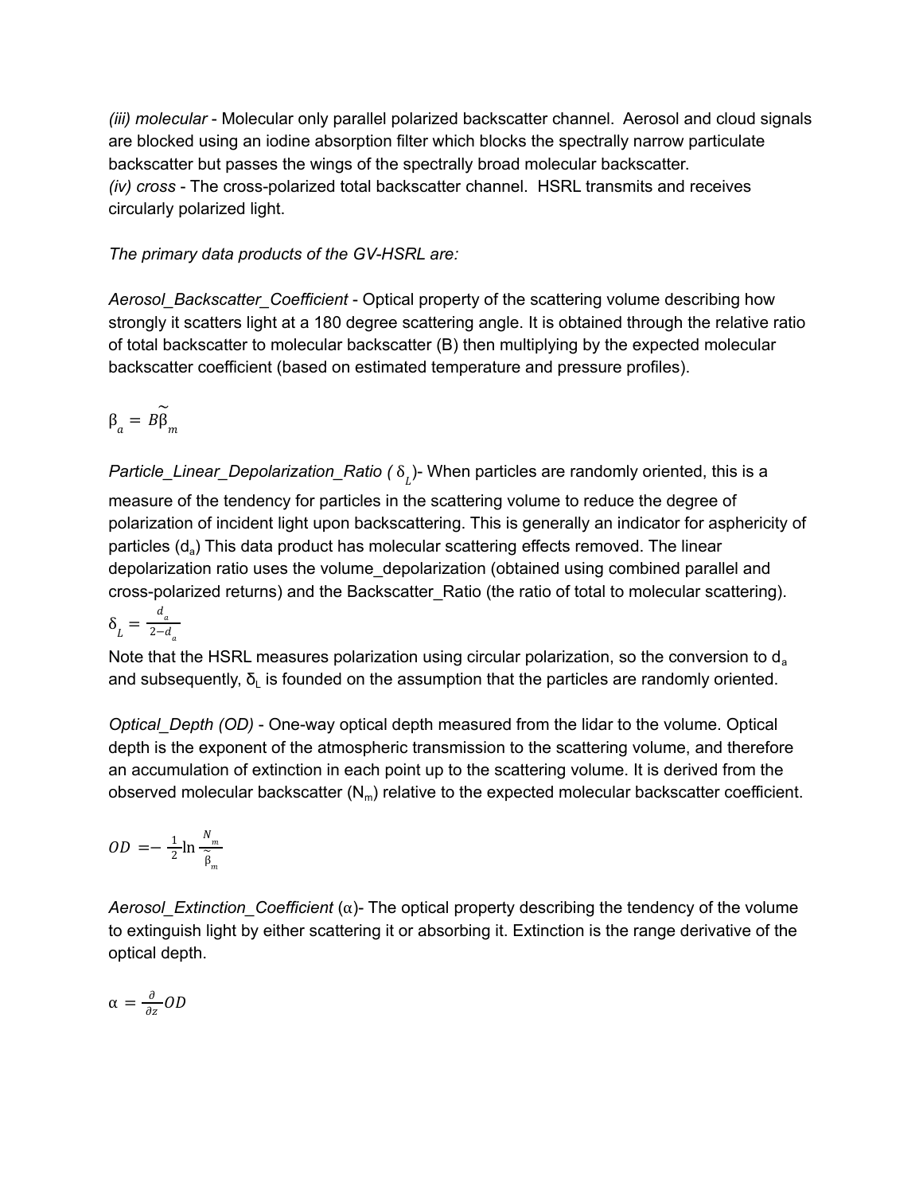*(iii) molecular* - Molecular only parallel polarized backscatter channel. Aerosol and cloud signals are blocked using an iodine absorption filter which blocks the spectrally narrow particulate backscatter but passes the wings of the spectrally broad molecular backscatter.
*(iv) cross* - The cross-polarized total backscatter channel. HSRL transmits and receives circularly polarized light.

*The primary data products of the GV-HSRL are:*

*Aerosol_Backscatter_Coefficient* - Optical property of the scattering volume describing how strongly it scatters light at a 180 degree scattering angle. It is obtained through the relative ratio of total backscatter to molecular backscatter (B) then multiplying by the expected molecular backscatter coefficient (based on estimated temperature and pressure profiles).

$$\beta_a = B\tilde{\beta}_m$$

*Particle_Linear_Depolarization_Ratio (* $\delta_L$*)*- When particles are randomly oriented, this is a measure of the tendency for particles in the scattering volume to reduce the degree of polarization of incident light upon backscattering. This is generally an indicator for asphericity of particles ($d_a$) This data product has molecular scattering effects removed. The linear depolarization ratio uses the volume_depolarization (obtained using combined parallel and cross-polarized returns) and the Backscatter_Ratio (the ratio of total to molecular scattering).

$$\delta_L = \frac{d_a}{2-d_a}$$

Note that the HSRL measures polarization using circular polarization, so the conversion to $d_a$ and subsequently, $\delta_L$ is founded on the assumption that the particles are randomly oriented.

*Optical_Depth (OD)* - One-way optical depth measured from the lidar to the volume. Optical depth is the exponent of the atmospheric transmission to the scattering volume, and therefore an accumulation of extinction in each point up to the scattering volume. It is derived from the observed molecular backscatter ($N_m$) relative to the expected molecular backscatter coefficient.

$$OD = -\frac{1}{2}\ln\frac{N_m}{\tilde{\beta}_m}$$

*Aerosol_Extinction_Coefficient* ($\alpha$)- The optical property describing the tendency of the volume to extinguish light by either scattering it or absorbing it. Extinction is the range derivative of the optical depth.

$$\alpha = \frac{\partial}{\partial z}OD$$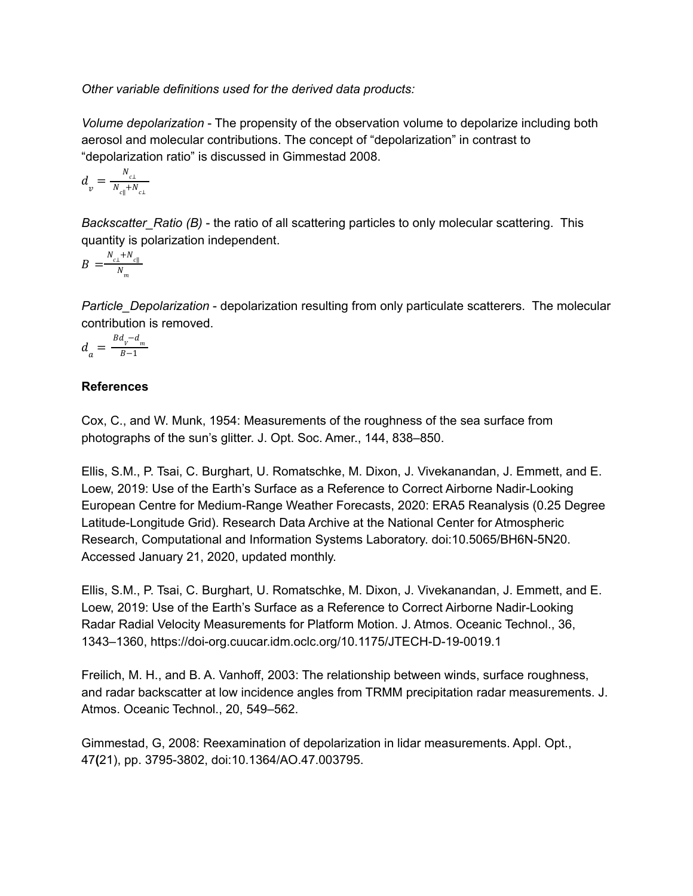*Other variable definitions used for the derived data products:*

*Volume depolarization* - The propensity of the observation volume to depolarize including both aerosol and molecular contributions. The concept of "depolarization" in contrast to "depolarization ratio" is discussed in Gimmestad 2008.

$$d_v = \frac{N_{c\perp}}{N_{c\parallel} + N_{c\perp}}$$

*Backscatter_Ratio (B)* - the ratio of all scattering particles to only molecular scattering. This quantity is polarization independent.

$$B = \frac{N_{c\perp} + N_{c\parallel}}{N_m}$$

*Particle_Depolarization* - depolarization resulting from only particulate scatterers. The molecular contribution is removed.

$$d_a = \frac{Bd_v - d_m}{B - 1}$$

**References**

Cox, C., and W. Munk, 1954: Measurements of the roughness of the sea surface from photographs of the sun's glitter. J. Opt. Soc. Amer., 144, 838–850.

Ellis, S.M., P. Tsai, C. Burghart, U. Romatschke, M. Dixon, J. Vivekanandan, J. Emmett, and E. Loew, 2019: Use of the Earth's Surface as a Reference to Correct Airborne Nadir-Looking European Centre for Medium-Range Weather Forecasts, 2020: ERA5 Reanalysis (0.25 Degree Latitude-Longitude Grid). Research Data Archive at the National Center for Atmospheric Research, Computational and Information Systems Laboratory. doi:10.5065/BH6N-5N20. Accessed January 21, 2020, updated monthly.

Ellis, S.M., P. Tsai, C. Burghart, U. Romatschke, M. Dixon, J. Vivekanandan, J. Emmett, and E. Loew, 2019: Use of the Earth's Surface as a Reference to Correct Airborne Nadir-Looking Radar Radial Velocity Measurements for Platform Motion. J. Atmos. Oceanic Technol., 36, 1343–1360, https://doi-org.cuucar.idm.oclc.org/10.1175/JTECH-D-19-0019.1

Freilich, M. H., and B. A. Vanhoff, 2003: The relationship between winds, surface roughness, and radar backscatter at low incidence angles from TRMM precipitation radar measurements. J. Atmos. Oceanic Technol., 20, 549–562.

Gimmestad, G, 2008: Reexamination of depolarization in lidar measurements. Appl. Opt., 47**(**21), pp. 3795-3802, doi:10.1364/AO.47.003795.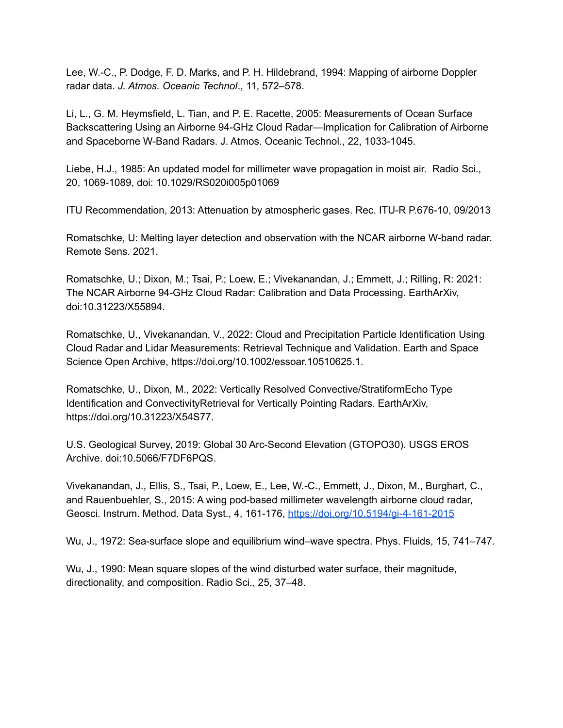Lee, W.-C., P. Dodge, F. D. Marks, and P. H. Hildebrand, 1994: Mapping of airborne Doppler radar data. *J. Atmos. Oceanic Technol*., 11, 572–578.

Li, L., G. M. Heymsfield, L. Tian, and P. E. Racette, 2005: Measurements of Ocean Surface Backscattering Using an Airborne 94-GHz Cloud Radar—Implication for Calibration of Airborne and Spaceborne W-Band Radars. J. Atmos. Oceanic Technol., 22, 1033-1045.

Liebe, H.J., 1985: An updated model for millimeter wave propagation in moist air. Radio Sci., 20, 1069-1089, doi: 10.1029/RS020i005p01069

ITU Recommendation, 2013: Attenuation by atmospheric gases. Rec. ITU-R P.676-10, 09/2013

Romatschke, U: Melting layer detection and observation with the NCAR airborne W-band radar. Remote Sens. 2021.

Romatschke, U.; Dixon, M.; Tsai, P.; Loew, E.; Vivekanandan, J.; Emmett, J.; Rilling, R: 2021: The NCAR Airborne 94-GHz Cloud Radar: Calibration and Data Processing. EarthArXiv, doi:10.31223/X55894.

Romatschke, U., Vivekanandan, V., 2022: Cloud and Precipitation Particle Identification Using Cloud Radar and Lidar Measurements: Retrieval Technique and Validation. Earth and Space Science Open Archive, https://doi.org/10.1002/essoar.10510625.1.

Romatschke, U., Dixon, M., 2022: Vertically Resolved Convective/StratiformEcho Type Identification and ConvectivityRetrieval for Vertically Pointing Radars. EarthArXiv, https://doi.org/10.31223/X54S77.

U.S. Geological Survey, 2019: Global 30 Arc-Second Elevation (GTOPO30). USGS EROS Archive. doi:10.5066/F7DF6PQS.

Vivekanandan, J., Ellis, S., Tsai, P., Loew, E., Lee, W.-C., Emmett, J., Dixon, M., Burghart, C., and Rauenbuehler, S., 2015: A wing pod-based millimeter wavelength airborne cloud radar, Geosci. Instrum. Method. Data Syst., 4, 161-176, [https://doi.org/10.5194/gi-4-161-2015](https://doi.org/10.5194/gi-4-161-2015)

Wu, J., 1972: Sea-surface slope and equilibrium wind–wave spectra. Phys. Fluids, 15, 741–747.

Wu, J., 1990: Mean square slopes of the wind disturbed water surface, their magnitude, directionality, and composition. Radio Sci., 25, 37–48.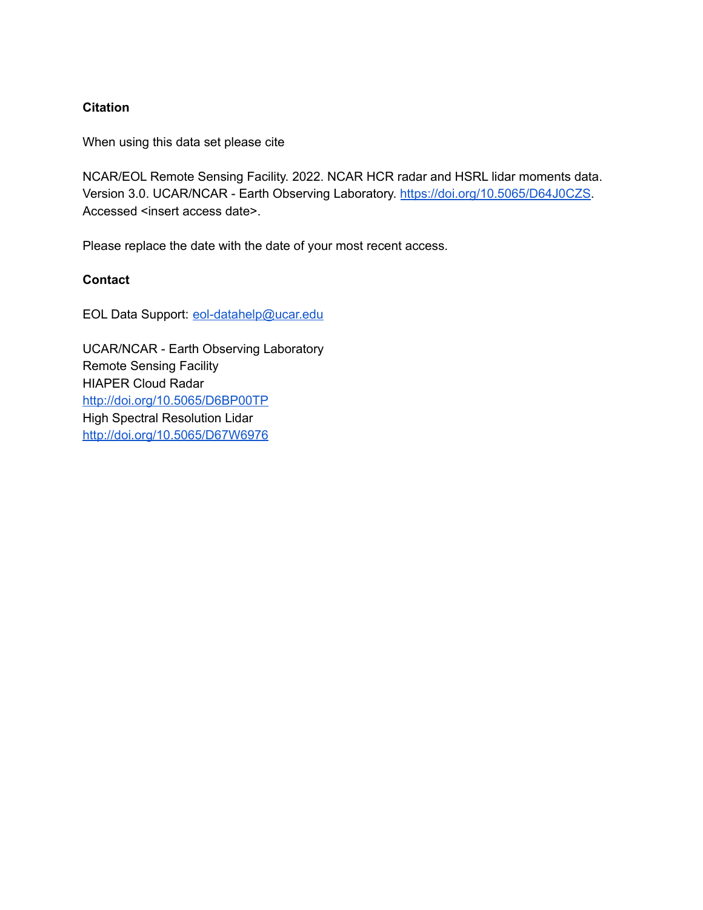**Citation**

When using this data set please cite

NCAR/EOL Remote Sensing Facility. 2022. NCAR HCR radar and HSRL lidar moments data. Version 3.0. UCAR/NCAR - Earth Observing Laboratory. https://doi.org/10.5065/D64J0CZS. Accessed <insert access date>.

Please replace the date with the date of your most recent access.

**Contact**

EOL Data Support: eol-datahelp@ucar.edu

UCAR/NCAR - Earth Observing Laboratory  
Remote Sensing Facility  
HIAPER Cloud Radar  
http://doi.org/10.5065/D6BP00TP  
High Spectral Resolution Lidar  
http://doi.org/10.5065/D67W6976